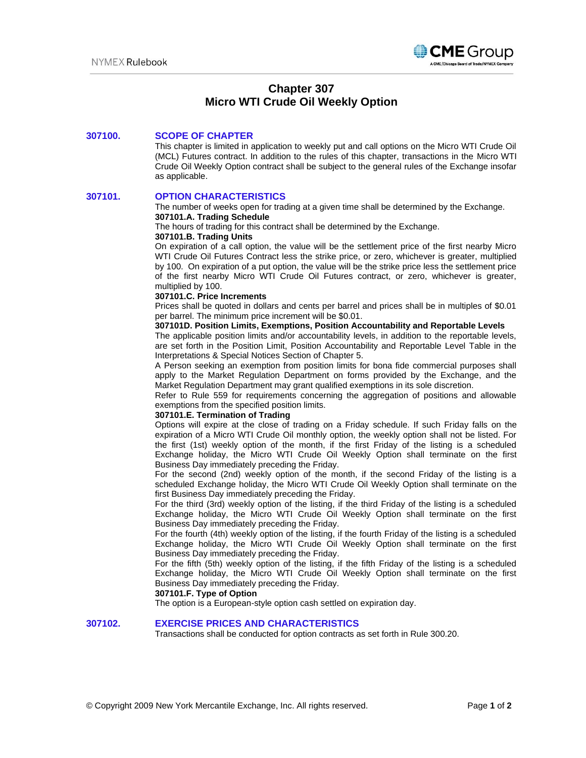# Chapter 307
# Micro WTI Crude Oil Weekly Option

## 307100. SCOPE OF CHAPTER

This chapter is limited in application to weekly put and call options on the Micro WTI Crude Oil (MCL) Futures contract. In addition to the rules of this chapter, transactions in the Micro WTI Crude Oil Weekly Option contract shall be subject to the general rules of the Exchange insofar as applicable.

## 307101. OPTION CHARACTERISTICS

The number of weeks open for trading at a given time shall be determined by the Exchange.

**307101.A. Trading Schedule**

The hours of trading for this contract shall be determined by the Exchange.

**307101.B. Trading Units**

On expiration of a call option, the value will be the settlement price of the first nearby Micro WTI Crude Oil Futures Contract less the strike price, or zero, whichever is greater, multiplied by 100. On expiration of a put option, the value will be the strike price less the settlement price of the first nearby Micro WTI Crude Oil Futures contract, or zero, whichever is greater, multiplied by 100.

**307101.C. Price Increments**

Prices shall be quoted in dollars and cents per barrel and prices shall be in multiples of $0.01 per barrel. The minimum price increment will be $0.01.

**307101D. Position Limits, Exemptions, Position Accountability and Reportable Levels**

The applicable position limits and/or accountability levels, in addition to the reportable levels, are set forth in the Position Limit, Position Accountability and Reportable Level Table in the Interpretations & Special Notices Section of Chapter 5.

A Person seeking an exemption from position limits for bona fide commercial purposes shall apply to the Market Regulation Department on forms provided by the Exchange, and the Market Regulation Department may grant qualified exemptions in its sole discretion.

Refer to Rule 559 for requirements concerning the aggregation of positions and allowable exemptions from the specified position limits.

**307101.E. Termination of Trading**

Options will expire at the close of trading on a Friday schedule. If such Friday falls on the expiration of a Micro WTI Crude Oil monthly option, the weekly option shall not be listed. For the first (1st) weekly option of the month, if the first Friday of the listing is a scheduled Exchange holiday, the Micro WTI Crude Oil Weekly Option shall terminate on the first Business Day immediately preceding the Friday.

For the second (2nd) weekly option of the month, if the second Friday of the listing is a scheduled Exchange holiday, the Micro WTI Crude Oil Weekly Option shall terminate on the first Business Day immediately preceding the Friday.

For the third (3rd) weekly option of the listing, if the third Friday of the listing is a scheduled Exchange holiday, the Micro WTI Crude Oil Weekly Option shall terminate on the first Business Day immediately preceding the Friday.

For the fourth (4th) weekly option of the listing, if the fourth Friday of the listing is a scheduled Exchange holiday, the Micro WTI Crude Oil Weekly Option shall terminate on the first Business Day immediately preceding the Friday.

For the fifth (5th) weekly option of the listing, if the fifth Friday of the listing is a scheduled Exchange holiday, the Micro WTI Crude Oil Weekly Option shall terminate on the first Business Day immediately preceding the Friday.

**307101.F. Type of Option**

The option is a European-style option cash settled on expiration day.

## 307102. EXERCISE PRICES AND CHARACTERISTICS

Transactions shall be conducted for option contracts as set forth in Rule 300.20.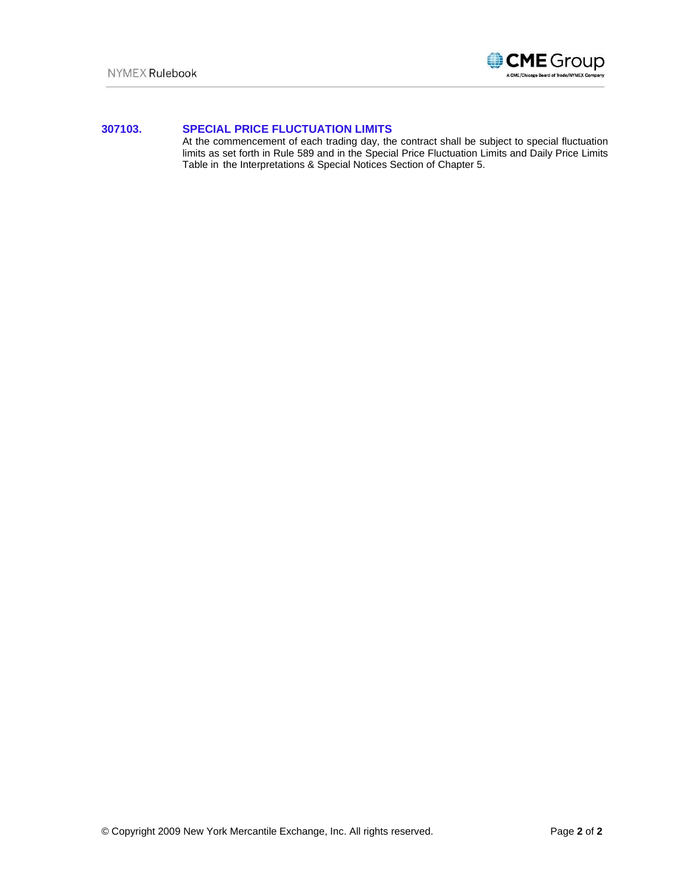### 307103. SPECIAL PRICE FLUCTUATION LIMITS

At the commencement of each trading day, the contract shall be subject to special fluctuation limits as set forth in Rule 589 and in the Special Price Fluctuation Limits and Daily Price Limits Table in the Interpretations & Special Notices Section of Chapter 5.